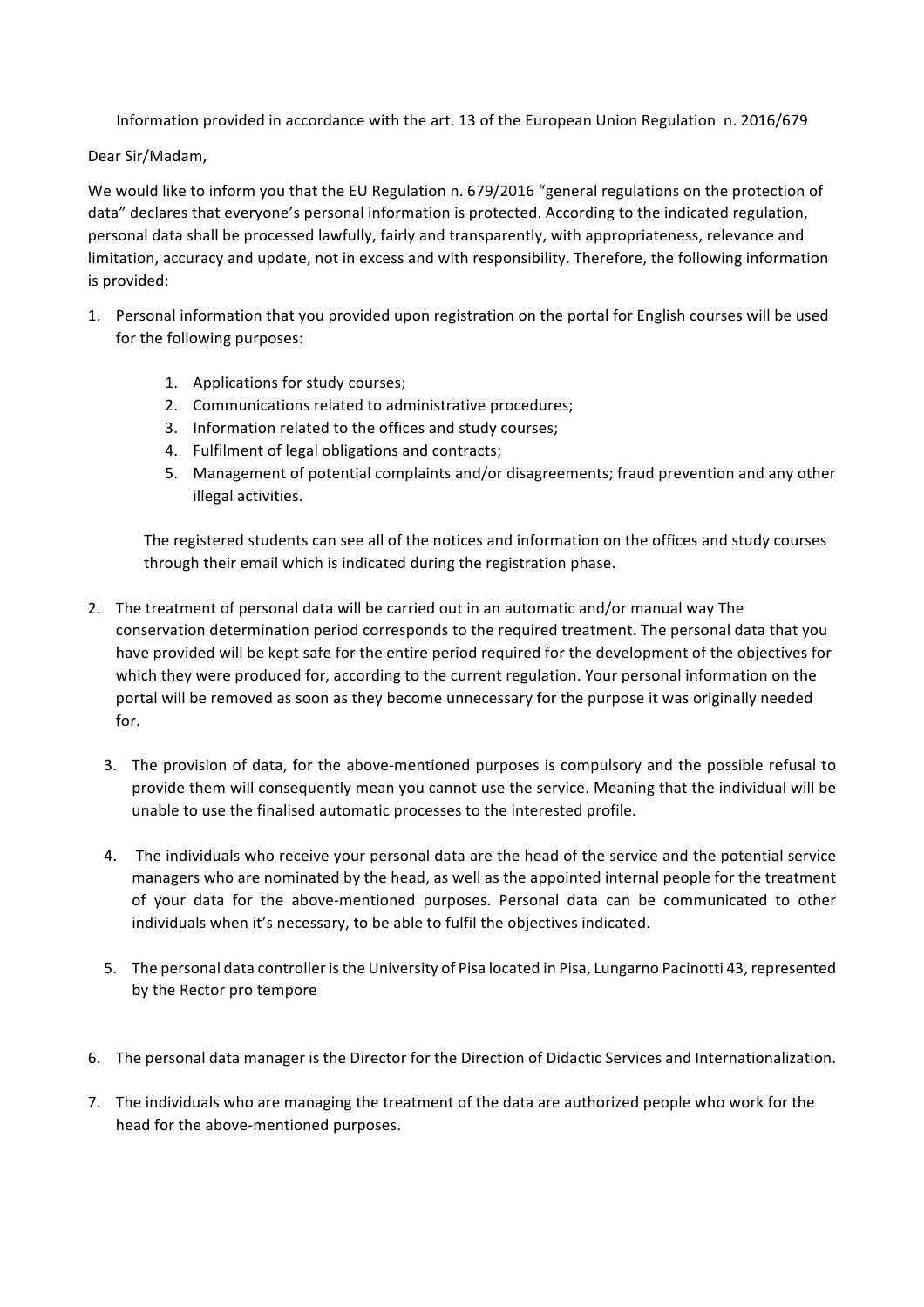Information provided in accordance with the art. 13 of the European Union Regulation n. 2016/679

Dear Sir/Madam,

We would like to inform you that the EU Regulation n. 679/2016 "general regulations on the protection of data" declares that everyone's personal information is protected. According to the indicated regulation, personal data shall be processed lawfully, fairly and transparently, with appropriateness, relevance and limitation, accuracy and update, not in excess and with responsibility. Therefore, the following information is provided:

1. Personal information that you provided upon registration on the portal for English courses will be used for the following purposes:

    1. Applications for study courses;
    2. Communications related to administrative procedures;
    3. Information related to the offices and study courses;
    4. Fulfilment of legal obligations and contracts;
    5. Management of potential complaints and/or disagreements; fraud prevention and any other illegal activities.

    The registered students can see all of the notices and information on the offices and study courses through their email which is indicated during the registration phase.

2. The treatment of personal data will be carried out in an automatic and/or manual way The conservation determination period corresponds to the required treatment. The personal data that you have provided will be kept safe for the entire period required for the development of the objectives for which they were produced for, according to the current regulation. Your personal information on the portal will be removed as soon as they become unnecessary for the purpose it was originally needed for.

3. The provision of data, for the above-mentioned purposes is compulsory and the possible refusal to provide them will consequently mean you cannot use the service. Meaning that the individual will be unable to use the finalised automatic processes to the interested profile.

4. The individuals who receive your personal data are the head of the service and the potential service managers who are nominated by the head, as well as the appointed internal people for the treatment of your data for the above-mentioned purposes. Personal data can be communicated to other individuals when it's necessary, to be able to fulfil the objectives indicated.

5. The personal data controller is the University of Pisa located in Pisa, Lungarno Pacinotti 43, represented by the Rector pro tempore

6. The personal data manager is the Director for the Direction of Didactic Services and Internationalization.

7. The individuals who are managing the treatment of the data are authorized people who work for the head for the above-mentioned purposes.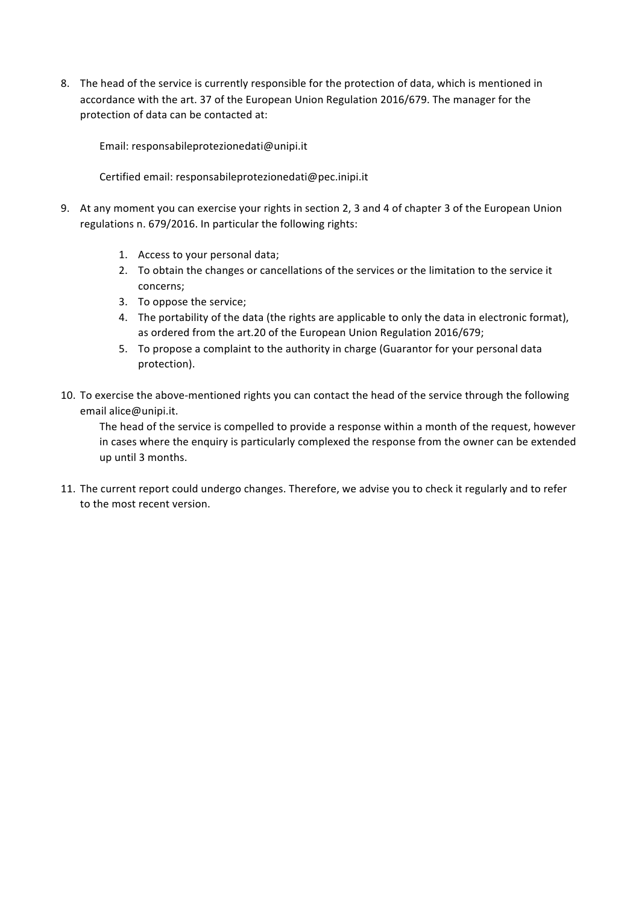8. The head of the service is currently responsible for the protection of data, which is mentioned in accordance with the art. 37 of the European Union Regulation 2016/679. The manager for the protection of data can be contacted at:

   Email: responsabileprotezionedati@unipi.it

   Certified email: responsabileprotezionedati@pec.inipi.it

9. At any moment you can exercise your rights in section 2, 3 and 4 of chapter 3 of the European Union regulations n. 679/2016. In particular the following rights:

   1. Access to your personal data;
   2. To obtain the changes or cancellations of the services or the limitation to the service it concerns;
   3. To oppose the service;
   4. The portability of the data (the rights are applicable to only the data in electronic format), as ordered from the art.20 of the European Union Regulation 2016/679;
   5. To propose a complaint to the authority in charge (Guarantor for your personal data protection).

10. To exercise the above-mentioned rights you can contact the head of the service through the following email alice@unipi.it.
    The head of the service is compelled to provide a response within a month of the request, however in cases where the enquiry is particularly complexed the response from the owner can be extended up until 3 months.

11. The current report could undergo changes. Therefore, we advise you to check it regularly and to refer to the most recent version.